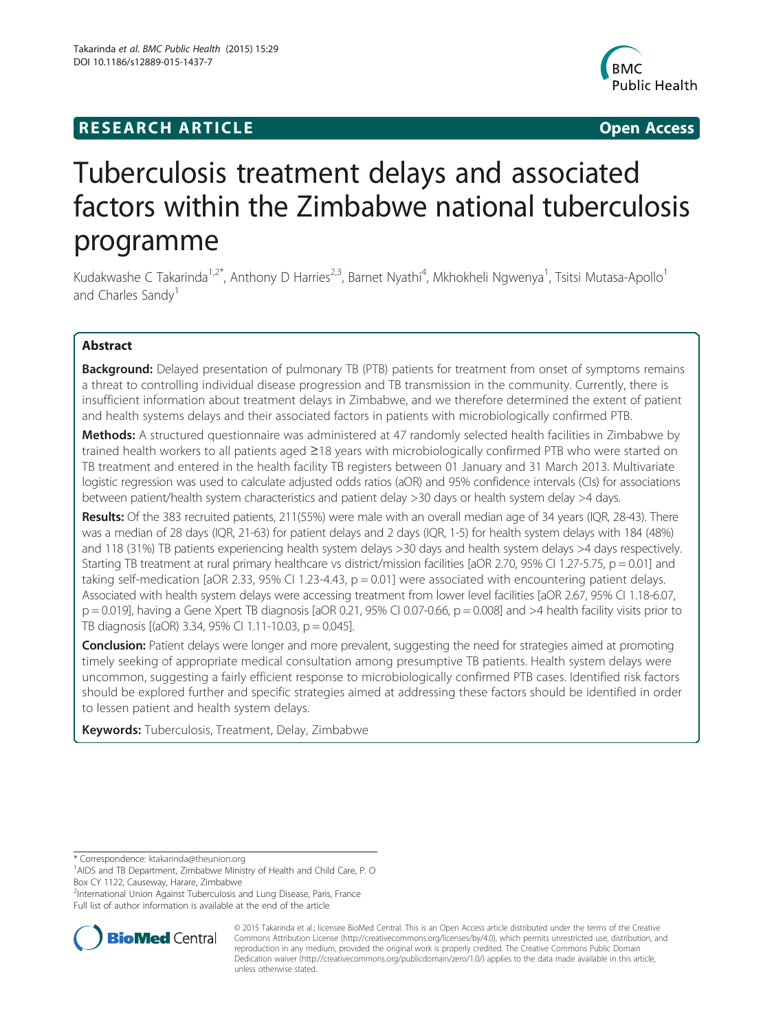**RESEARCH ARTICLE** **Open Access**

# Tuberculosis treatment delays and associated factors within the Zimbabwe national tuberculosis programme

Kudakwashe C Takarinda[1,2*], Anthony D Harries[2,3], Barnet Nyathi[4], Mkhokheli Ngwenya[1], Tsitsi Mutasa-Apollo[1] and Charles Sandy[1]

## Abstract

**Background:** Delayed presentation of pulmonary TB (PTB) patients for treatment from onset of symptoms remains a threat to controlling individual disease progression and TB transmission in the community. Currently, there is insufficient information about treatment delays in Zimbabwe, and we therefore determined the extent of patient and health systems delays and their associated factors in patients with microbiologically confirmed PTB.

**Methods:** A structured questionnaire was administered at 47 randomly selected health facilities in Zimbabwe by trained health workers to all patients aged ≥18 years with microbiologically confirmed PTB who were started on TB treatment and entered in the health facility TB registers between 01 January and 31 March 2013. Multivariate logistic regression was used to calculate adjusted odds ratios (aOR) and 95% confidence intervals (CIs) for associations between patient/health system characteristics and patient delay >30 days or health system delay >4 days.

**Results:** Of the 383 recruited patients, 211(55%) were male with an overall median age of 34 years (IQR, 28-43). There was a median of 28 days (IQR, 21-63) for patient delays and 2 days (IQR, 1-5) for health system delays with 184 (48%) and 118 (31%) TB patients experiencing health system delays >30 days and health system delays >4 days respectively. Starting TB treatment at rural primary healthcare vs district/mission facilities [aOR 2.70, 95% CI 1.27-5.75, p = 0.01] and taking self-medication [aOR 2.33, 95% CI 1.23-4.43, p = 0.01] were associated with encountering patient delays. Associated with health system delays were accessing treatment from lower level facilities [aOR 2.67, 95% CI 1.18-6.07, p = 0.019], having a Gene Xpert TB diagnosis [aOR 0.21, 95% CI 0.07-0.66, p = 0.008] and >4 health facility visits prior to TB diagnosis [(aOR) 3.34, 95% CI 1.11-10.03, p = 0.045].

**Conclusion:** Patient delays were longer and more prevalent, suggesting the need for strategies aimed at promoting timely seeking of appropriate medical consultation among presumptive TB patients. Health system delays were uncommon, suggesting a fairly efficient response to microbiologically confirmed PTB cases. Identified risk factors should be explored further and specific strategies aimed at addressing these factors should be identified in order to lessen patient and health system delays.

**Keywords:** Tuberculosis, Treatment, Delay, Zimbabwe

---

* Correspondence: ktakarinda@theunion.org
[1]AIDS and TB Department, Zimbabwe Ministry of Health and Child Care, P. O Box CY 1122, Causeway, Harare, Zimbabwe
[2]International Union Against Tuberculosis and Lung Disease, Paris, France
Full list of author information is available at the end of the article

© 2015 Takarinda et al.; licensee BioMed Central. This is an Open Access article distributed under the terms of the Creative Commons Attribution License (http://creativecommons.org/licenses/by/4.0), which permits unrestricted use, distribution, and reproduction in any medium, provided the original work is properly credited. The Creative Commons Public Domain Dedication waiver (http://creativecommons.org/publicdomain/zero/1.0/) applies to the data made available in this article, unless otherwise stated.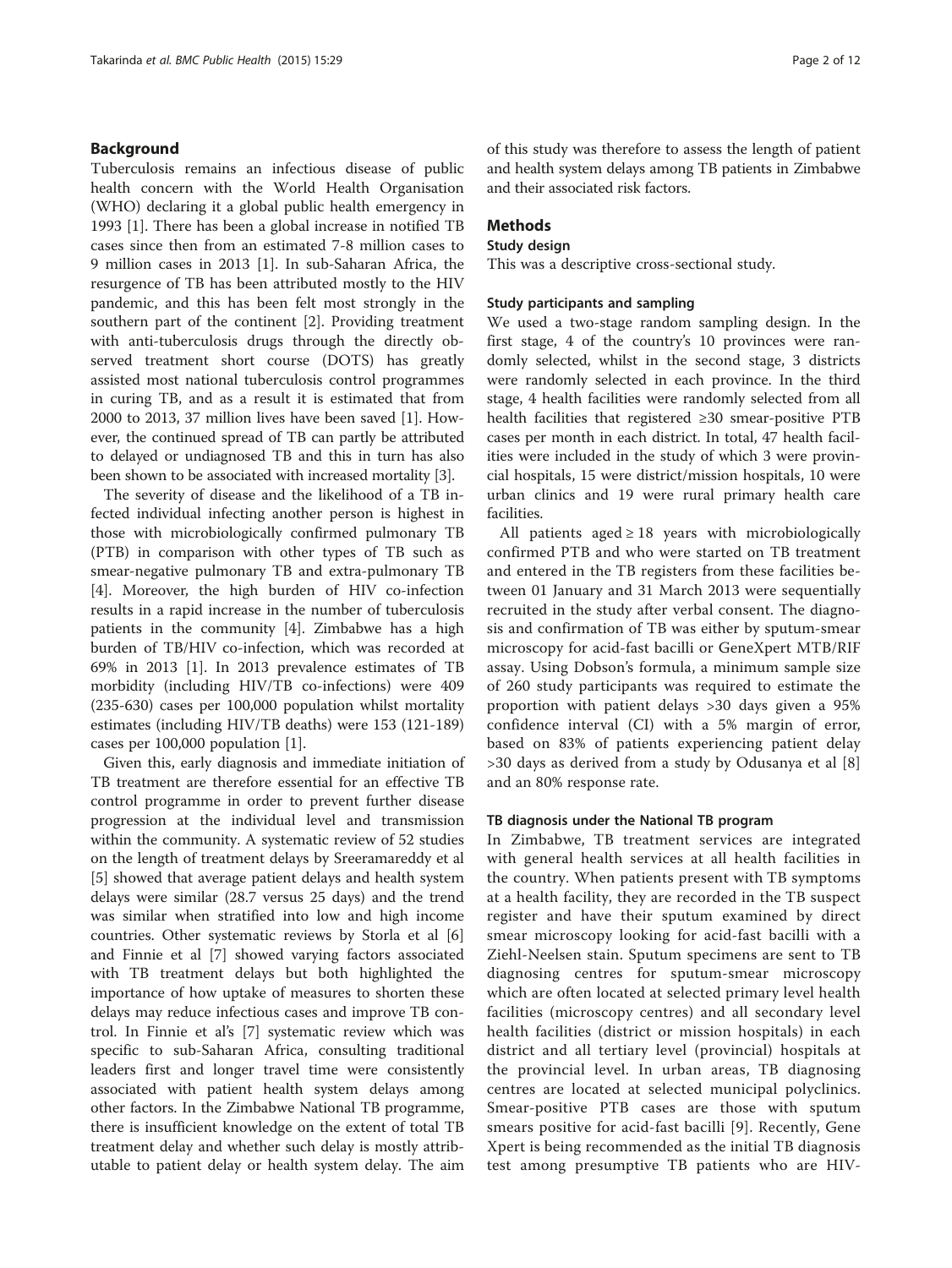## Background

Tuberculosis remains an infectious disease of public health concern with the World Health Organisation (WHO) declaring it a global public health emergency in 1993 [1]. There has been a global increase in notified TB cases since then from an estimated 7-8 million cases to 9 million cases in 2013 [1]. In sub-Saharan Africa, the resurgence of TB has been attributed mostly to the HIV pandemic, and this has been felt most strongly in the southern part of the continent [2]. Providing treatment with anti-tuberculosis drugs through the directly observed treatment short course (DOTS) has greatly assisted most national tuberculosis control programmes in curing TB, and as a result it is estimated that from 2000 to 2013, 37 million lives have been saved [1]. However, the continued spread of TB can partly be attributed to delayed or undiagnosed TB and this in turn has also been shown to be associated with increased mortality [3].

The severity of disease and the likelihood of a TB infected individual infecting another person is highest in those with microbiologically confirmed pulmonary TB (PTB) in comparison with other types of TB such as smear-negative pulmonary TB and extra-pulmonary TB [4]. Moreover, the high burden of HIV co-infection results in a rapid increase in the number of tuberculosis patients in the community [4]. Zimbabwe has a high burden of TB/HIV co-infection, which was recorded at 69% in 2013 [1]. In 2013 prevalence estimates of TB morbidity (including HIV/TB co-infections) were 409 (235-630) cases per 100,000 population whilst mortality estimates (including HIV/TB deaths) were 153 (121-189) cases per 100,000 population [1].

Given this, early diagnosis and immediate initiation of TB treatment are therefore essential for an effective TB control programme in order to prevent further disease progression at the individual level and transmission within the community. A systematic review of 52 studies on the length of treatment delays by Sreeramareddy et al [5] showed that average patient delays and health system delays were similar (28.7 versus 25 days) and the trend was similar when stratified into low and high income countries. Other systematic reviews by Storla et al [6] and Finnie et al [7] showed varying factors associated with TB treatment delays but both highlighted the importance of how uptake of measures to shorten these delays may reduce infectious cases and improve TB control. In Finnie et al's [7] systematic review which was specific to sub-Saharan Africa, consulting traditional leaders first and longer travel time were consistently associated with patient health system delays among other factors. In the Zimbabwe National TB programme, there is insufficient knowledge on the extent of total TB treatment delay and whether such delay is mostly attributable to patient delay or health system delay. The aim of this study was therefore to assess the length of patient and health system delays among TB patients in Zimbabwe and their associated risk factors.

## Methods

### Study design

This was a descriptive cross-sectional study.

### Study participants and sampling

We used a two-stage random sampling design. In the first stage, 4 of the country's 10 provinces were randomly selected, whilst in the second stage, 3 districts were randomly selected in each province. In the third stage, 4 health facilities were randomly selected from all health facilities that registered ≥30 smear-positive PTB cases per month in each district. In total, 47 health facilities were included in the study of which 3 were provincial hospitals, 15 were district/mission hospitals, 10 were urban clinics and 19 were rural primary health care facilities.

All patients aged ≥ 18 years with microbiologically confirmed PTB and who were started on TB treatment and entered in the TB registers from these facilities between 01 January and 31 March 2013 were sequentially recruited in the study after verbal consent. The diagnosis and confirmation of TB was either by sputum-smear microscopy for acid-fast bacilli or GeneXpert MTB/RIF assay. Using Dobson's formula, a minimum sample size of 260 study participants was required to estimate the proportion with patient delays >30 days given a 95% confidence interval (CI) with a 5% margin of error, based on 83% of patients experiencing patient delay >30 days as derived from a study by Odusanya et al [8] and an 80% response rate.

### TB diagnosis under the National TB program

In Zimbabwe, TB treatment services are integrated with general health services at all health facilities in the country. When patients present with TB symptoms at a health facility, they are recorded in the TB suspect register and have their sputum examined by direct smear microscopy looking for acid-fast bacilli with a Ziehl-Neelsen stain. Sputum specimens are sent to TB diagnosing centres for sputum-smear microscopy which are often located at selected primary level health facilities (microscopy centres) and all secondary level health facilities (district or mission hospitals) in each district and all tertiary level (provincial) hospitals at the provincial level. In urban areas, TB diagnosing centres are located at selected municipal polyclinics. Smear-positive PTB cases are those with sputum smears positive for acid-fast bacilli [9]. Recently, Gene Xpert is being recommended as the initial TB diagnosis test among presumptive TB patients who are HIV-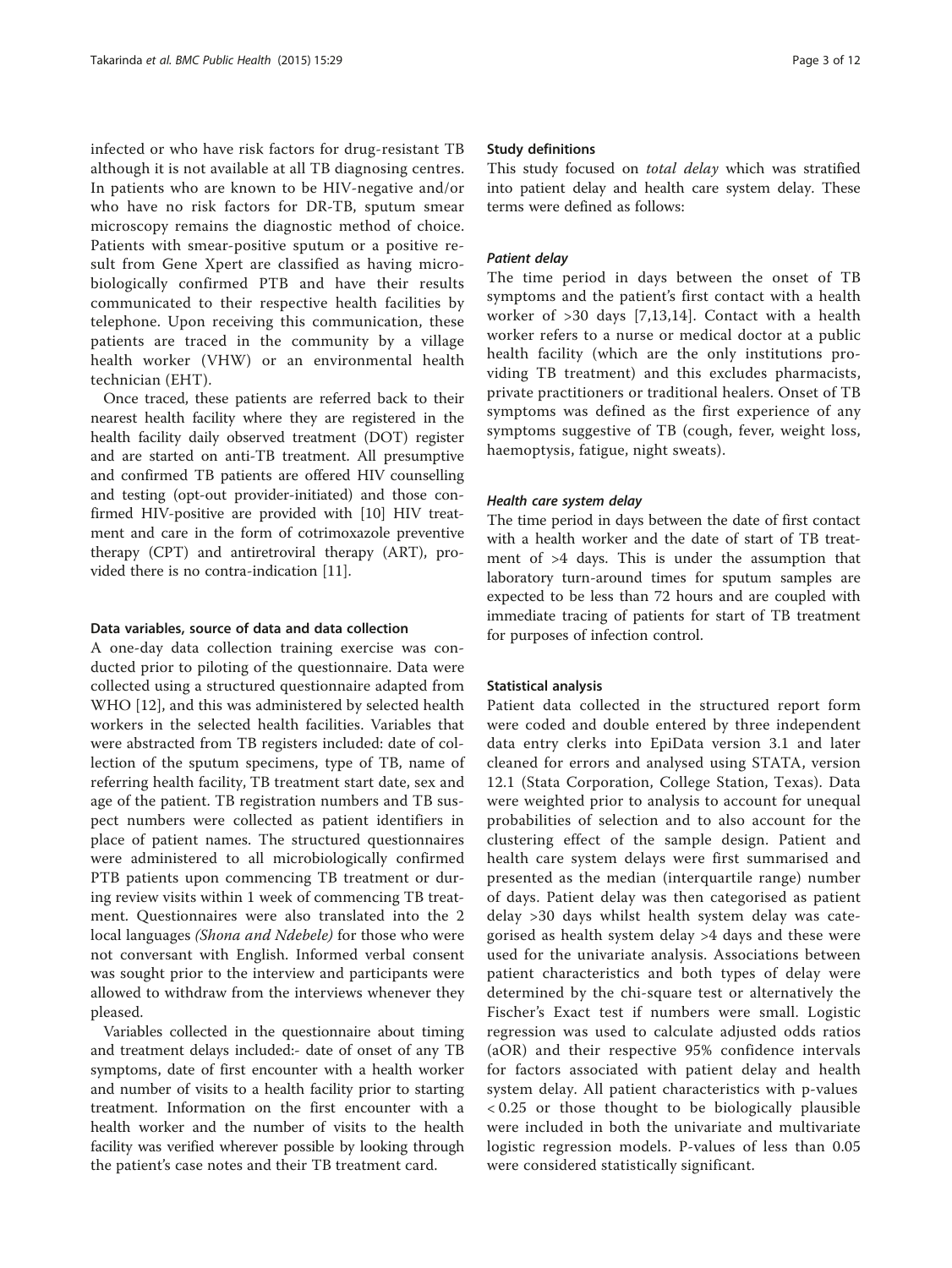infected or who have risk factors for drug-resistant TB although it is not available at all TB diagnosing centres. In patients who are known to be HIV-negative and/or who have no risk factors for DR-TB, sputum smear microscopy remains the diagnostic method of choice. Patients with smear-positive sputum or a positive result from Gene Xpert are classified as having microbiologically confirmed PTB and have their results communicated to their respective health facilities by telephone. Upon receiving this communication, these patients are traced in the community by a village health worker (VHW) or an environmental health technician (EHT).

Once traced, these patients are referred back to their nearest health facility where they are registered in the health facility daily observed treatment (DOT) register and are started on anti-TB treatment. All presumptive and confirmed TB patients are offered HIV counselling and testing (opt-out provider-initiated) and those confirmed HIV-positive are provided with [10] HIV treatment and care in the form of cotrimoxazole preventive therapy (CPT) and antiretroviral therapy (ART), provided there is no contra-indication [11].

### Data variables, source of data and data collection

A one-day data collection training exercise was conducted prior to piloting of the questionnaire. Data were collected using a structured questionnaire adapted from WHO [12], and this was administered by selected health workers in the selected health facilities. Variables that were abstracted from TB registers included: date of collection of the sputum specimens, type of TB, name of referring health facility, TB treatment start date, sex and age of the patient. TB registration numbers and TB suspect numbers were collected as patient identifiers in place of patient names. The structured questionnaires were administered to all microbiologically confirmed PTB patients upon commencing TB treatment or during review visits within 1 week of commencing TB treatment. Questionnaires were also translated into the 2 local languages *(Shona and Ndebele)* for those who were not conversant with English. Informed verbal consent was sought prior to the interview and participants were allowed to withdraw from the interviews whenever they pleased.

Variables collected in the questionnaire about timing and treatment delays included:- date of onset of any TB symptoms, date of first encounter with a health worker and number of visits to a health facility prior to starting treatment. Information on the first encounter with a health worker and the number of visits to the health facility was verified wherever possible by looking through the patient's case notes and their TB treatment card.

### Study definitions

This study focused on *total delay* which was stratified into patient delay and health care system delay. These terms were defined as follows:

#### *Patient delay*

The time period in days between the onset of TB symptoms and the patient's first contact with a health worker of >30 days [7,13,14]. Contact with a health worker refers to a nurse or medical doctor at a public health facility (which are the only institutions providing TB treatment) and this excludes pharmacists, private practitioners or traditional healers. Onset of TB symptoms was defined as the first experience of any symptoms suggestive of TB (cough, fever, weight loss, haemoptysis, fatigue, night sweats).

#### *Health care system delay*

The time period in days between the date of first contact with a health worker and the date of start of TB treatment of >4 days. This is under the assumption that laboratory turn-around times for sputum samples are expected to be less than 72 hours and are coupled with immediate tracing of patients for start of TB treatment for purposes of infection control.

### Statistical analysis

Patient data collected in the structured report form were coded and double entered by three independent data entry clerks into EpiData version 3.1 and later cleaned for errors and analysed using STATA, version 12.1 (Stata Corporation, College Station, Texas). Data were weighted prior to analysis to account for unequal probabilities of selection and to also account for the clustering effect of the sample design. Patient and health care system delays were first summarised and presented as the median (interquartile range) number of days. Patient delay was then categorised as patient delay >30 days whilst health system delay was categorised as health system delay >4 days and these were used for the univariate analysis. Associations between patient characteristics and both types of delay were determined by the chi-square test or alternatively the Fischer's Exact test if numbers were small. Logistic regression was used to calculate adjusted odds ratios (aOR) and their respective 95% confidence intervals for factors associated with patient delay and health system delay. All patient characteristics with p-values < 0.25 or those thought to be biologically plausible were included in both the univariate and multivariate logistic regression models. P-values of less than 0.05 were considered statistically significant.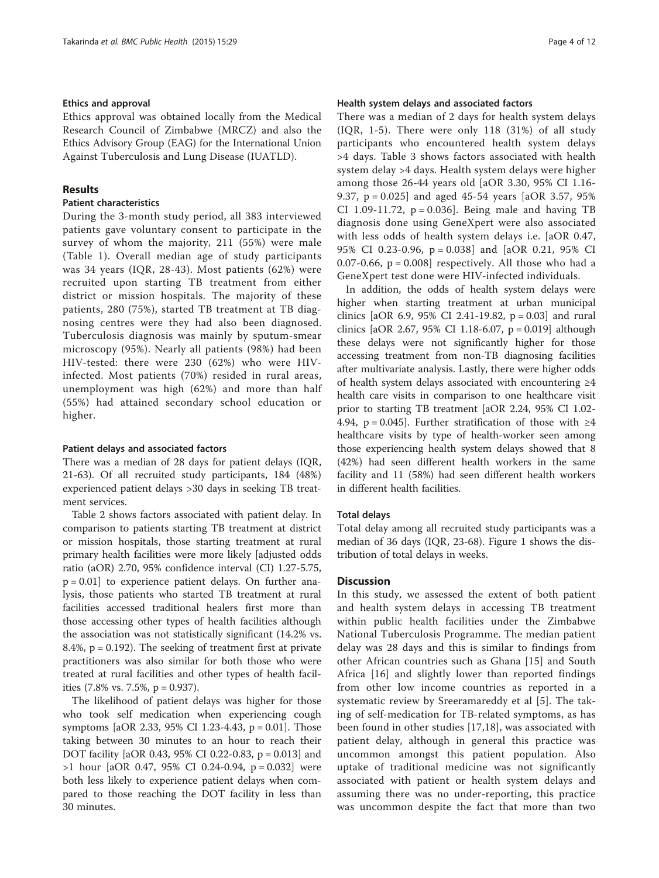### Ethics and approval

Ethics approval was obtained locally from the Medical Research Council of Zimbabwe (MRCZ) and also the Ethics Advisory Group (EAG) for the International Union Against Tuberculosis and Lung Disease (IUATLD).

## Results

### Patient characteristics

During the 3-month study period, all 383 interviewed patients gave voluntary consent to participate in the survey of whom the majority, 211 (55%) were male (Table 1). Overall median age of study participants was 34 years (IQR, 28-43). Most patients (62%) were recruited upon starting TB treatment from either district or mission hospitals. The majority of these patients, 280 (75%), started TB treatment at TB diagnosing centres were they had also been diagnosed. Tuberculosis diagnosis was mainly by sputum-smear microscopy (95%). Nearly all patients (98%) had been HIV-tested: there were 230 (62%) who were HIV-infected. Most patients (70%) resided in rural areas, unemployment was high (62%) and more than half (55%) had attained secondary school education or higher.

### Patient delays and associated factors

There was a median of 28 days for patient delays (IQR, 21-63). Of all recruited study participants, 184 (48%) experienced patient delays >30 days in seeking TB treatment services.

Table 2 shows factors associated with patient delay. In comparison to patients starting TB treatment at district or mission hospitals, those starting treatment at rural primary health facilities were more likely [adjusted odds ratio (aOR) 2.70, 95% confidence interval (CI) 1.27-5.75, $p = 0.01$] to experience patient delays. On further analysis, those patients who started TB treatment at rural facilities accessed traditional healers first more than those accessing other types of health facilities although the association was not statistically significant (14.2% vs. 8.4%, $p = 0.192$). The seeking of treatment first at private practitioners was also similar for both those who were treated at rural facilities and other types of health facilities (7.8% vs. 7.5%, $p = 0.937$).

The likelihood of patient delays was higher for those who took self medication when experiencing cough symptoms [aOR 2.33, 95% CI 1.23-4.43, $p = 0.01$]. Those taking between 30 minutes to an hour to reach their DOT facility [aOR 0.43, 95% CI 0.22-0.83, $p = 0.013$] and >1 hour [aOR 0.47, 95% CI 0.24-0.94, $p = 0.032$] were both less likely to experience patient delays when compared to those reaching the DOT facility in less than 30 minutes.

### Health system delays and associated factors

There was a median of 2 days for health system delays (IQR, 1-5). There were only 118 (31%) of all study participants who encountered health system delays >4 days. Table 3 shows factors associated with health system delay >4 days. Health system delays were higher among those 26-44 years old [aOR 3.30, 95% CI 1.16-9.37, $p = 0.025$] and aged 45-54 years [aOR 3.57, 95% CI 1.09-11.72, $p = 0.036$]. Being male and having TB diagnosis done using GeneXpert were also associated with less odds of health system delays i.e. [aOR 0.47, 95% CI 0.23-0.96, $p = 0.038$] and [aOR 0.21, 95% CI 0.07-0.66, $p = 0.008$] respectively. All those who had a GeneXpert test done were HIV-infected individuals.

In addition, the odds of health system delays were higher when starting treatment at urban municipal clinics [aOR 6.9, 95% CI 2.41-19.82, $p = 0.03$] and rural clinics [aOR 2.67, 95% CI 1.18-6.07, $p = 0.019$] although these delays were not significantly higher for those accessing treatment from non-TB diagnosing facilities after multivariate analysis. Lastly, there were higher odds of health system delays associated with encountering ≥4 health care visits in comparison to one healthcare visit prior to starting TB treatment [aOR 2.24, 95% CI 1.02-4.94, $p = 0.045$]. Further stratification of those with ≥4 healthcare visits by type of health-worker seen among those experiencing health system delays showed that 8 (42%) had seen different health workers in the same facility and 11 (58%) had seen different health workers in different health facilities.

### Total delays

Total delay among all recruited study participants was a median of 36 days (IQR, 23-68). Figure 1 shows the distribution of total delays in weeks.

## Discussion

In this study, we assessed the extent of both patient and health system delays in accessing TB treatment within public health facilities under the Zimbabwe National Tuberculosis Programme. The median patient delay was 28 days and this is similar to findings from other African countries such as Ghana [15] and South Africa [16] and slightly lower than reported findings from other low income countries as reported in a systematic review by Sreeramareddy et al [5]. The taking of self-medication for TB-related symptoms, as has been found in other studies [17,18], was associated with patient delay, although in general this practice was uncommon amongst this patient population. Also uptake of traditional medicine was not significantly associated with patient or health system delays and assuming there was no under-reporting, this practice was uncommon despite the fact that more than two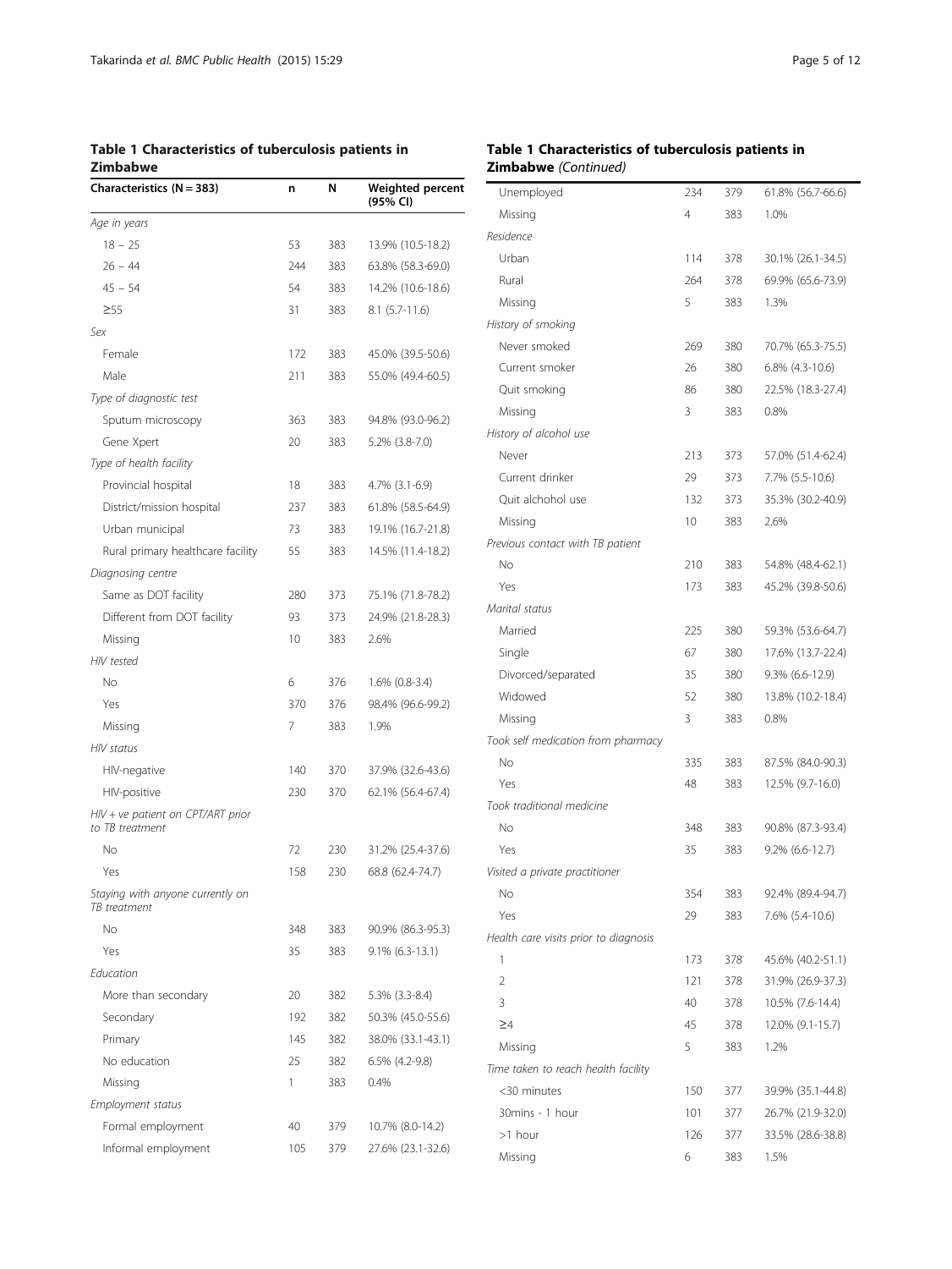**Table 1 Characteristics of tuberculosis patients in Zimbabwe**

| Characteristics (N = 383) | n | N | Weighted percent (95% CI) |
|---|---|---|---|
| *Age in years* | | | |
| 18 – 25 | 53 | 383 | 13.9% (10.5-18.2) |
| 26 – 44 | 244 | 383 | 63.8% (58.3-69.0) |
| 45 – 54 | 54 | 383 | 14.2% (10.6-18.6) |
| ≥55 | 31 | 383 | 8.1 (5.7-11.6) |
| *Sex* | | | |
| Female | 172 | 383 | 45.0% (39.5-50.6) |
| Male | 211 | 383 | 55.0% (49.4-60.5) |
| *Type of diagnostic test* | | | |
| Sputum microscopy | 363 | 383 | 94.8% (93.0-96.2) |
| Gene Xpert | 20 | 383 | 5.2% (3.8-7.0) |
| *Type of health facility* | | | |
| Provincial hospital | 18 | 383 | 4.7% (3.1-6.9) |
| District/mission hospital | 237 | 383 | 61.8% (58.5-64.9) |
| Urban municipal | 73 | 383 | 19.1% (16.7-21.8) |
| Rural primary healthcare facility | 55 | 383 | 14.5% (11.4-18.2) |
| *Diagnosing centre* | | | |
| Same as DOT facility | 280 | 373 | 75.1% (71.8-78.2) |
| Different from DOT facility | 93 | 373 | 24.9% (21.8-28.3) |
| Missing | 10 | 383 | 2.6% |
| *HIV tested* | | | |
| No | 6 | 376 | 1.6% (0.8-3.4) |
| Yes | 370 | 376 | 98.4% (96.6-99.2) |
| Missing | 7 | 383 | 1.9% |
| *HIV status* | | | |
| HIV-negative | 140 | 370 | 37.9% (32.6-43.6) |
| HIV-positive | 230 | 370 | 62.1% (56.4-67.4) |
| *HIV + ve patient on CPT/ART prior to TB treatment* | | | |
| No | 72 | 230 | 31.2% (25.4-37.6) |
| Yes | 158 | 230 | 68.8 (62.4-74.7) |
| *Staying with anyone currently on TB treatment* | | | |
| No | 348 | 383 | 90.9% (86.3-95.3) |
| Yes | 35 | 383 | 9.1% (6.3-13.1) |
| *Education* | | | |
| More than secondary | 20 | 382 | 5.3% (3.3-8.4) |
| Secondary | 192 | 382 | 50.3% (45.0-55.6) |
| Primary | 145 | 382 | 38.0% (33.1-43.1) |
| No education | 25 | 382 | 6.5% (4.2-9.8) |
| Missing | 1 | 383 | 0.4% |
| *Employment status* | | | |
| Formal employment | 40 | 379 | 10.7% (8.0-14.2) |
| Informal employment | 105 | 379 | 27.6% (23.1-32.6) |
| Unemployed | 234 | 379 | 61.8% (56.7-66.6) |
| Missing | 4 | 383 | 1.0% |
| *Residence* | | | |
| Urban | 114 | 378 | 30.1% (26.1-34.5) |
| Rural | 264 | 378 | 69.9% (65.6-73.9) |
| Missing | 5 | 383 | 1.3% |
| *History of smoking* | | | |
| Never smoked | 269 | 380 | 70.7% (65.3-75.5) |
| Current smoker | 26 | 380 | 6.8% (4.3-10.6) |
| Quit smoking | 86 | 380 | 22.5% (18.3-27.4) |
| Missing | 3 | 383 | 0.8% |
| *History of alcohol use* | | | |
| Never | 213 | 373 | 57.0% (51.4-62.4) |
| Current drinker | 29 | 373 | 7.7% (5.5-10.6) |
| Quit alchohol use | 132 | 373 | 35.3% (30.2-40.9) |
| Missing | 10 | 383 | 2.6% |
| *Previous contact with TB patient* | | | |
| No | 210 | 383 | 54.8% (48.4-62.1) |
| Yes | 173 | 383 | 45.2% (39.8-50.6) |
| *Marital status* | | | |
| Married | 225 | 380 | 59.3% (53.6-64.7) |
| Single | 67 | 380 | 17.6% (13.7-22.4) |
| Divorced/separated | 35 | 380 | 9.3% (6.6-12.9) |
| Widowed | 52 | 380 | 13.8% (10.2-18.4) |
| Missing | 3 | 383 | 0.8% |
| *Took self medication from pharmacy* | | | |
| No | 335 | 383 | 87.5% (84.0-90.3) |
| Yes | 48 | 383 | 12.5% (9.7-16.0) |
| *Took traditional medicine* | | | |
| No | 348 | 383 | 90.8% (87.3-93.4) |
| Yes | 35 | 383 | 9.2% (6.6-12.7) |
| *Visited a private practitioner* | | | |
| No | 354 | 383 | 92.4% (89.4-94.7) |
| Yes | 29 | 383 | 7.6% (5.4-10.6) |
| *Health care visits prior to diagnosis* | | | |
| 1 | 173 | 378 | 45.6% (40.2-51.1) |
| 2 | 121 | 378 | 31.9% (26.9-37.3) |
| 3 | 40 | 378 | 10.5% (7.6-14.4) |
| ≥4 | 45 | 378 | 12.0% (9.1-15.7) |
| Missing | 5 | 383 | 1.2% |
| *Time taken to reach health facility* | | | |
| <30 minutes | 150 | 377 | 39.9% (35.1-44.8) |
| 30mins - 1 hour | 101 | 377 | 26.7% (21.9-32.0) |
| >1 hour | 126 | 377 | 33.5% (28.6-38.8) |
| Missing | 6 | 383 | 1.5% |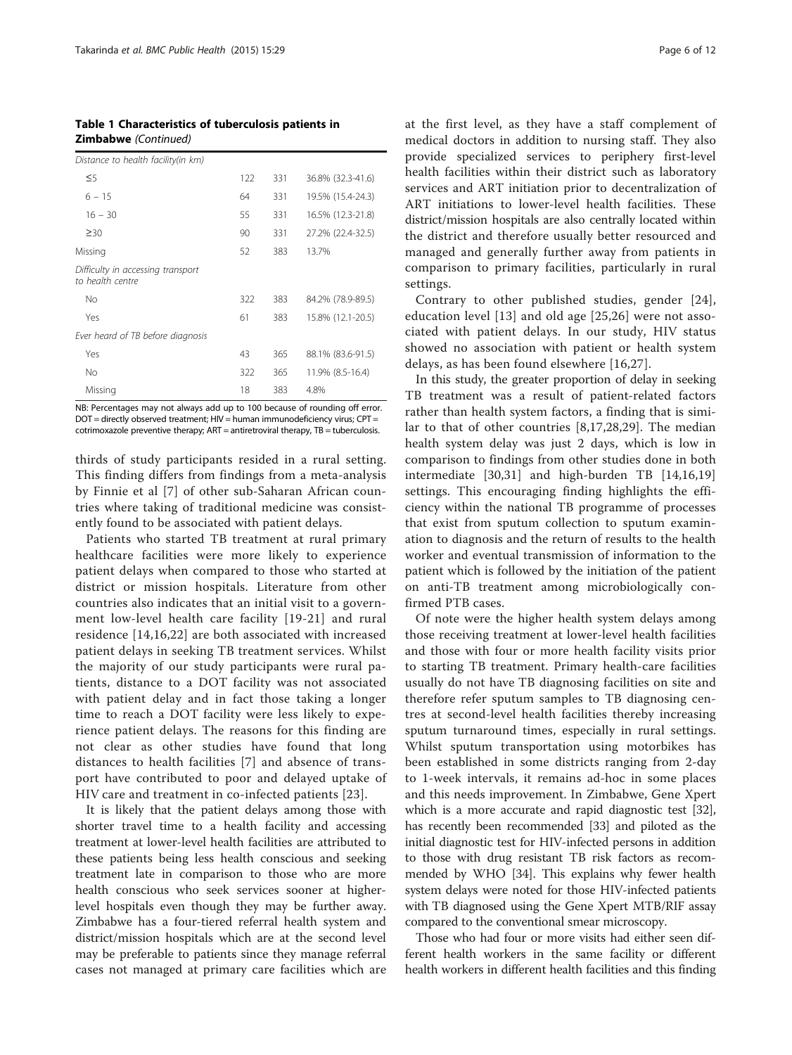**Table 1 Characteristics of tuberculosis patients in Zimbabwe** *(Continued)*

| | | | |
|---|---|---|---|
| *Distance to health facility(in km)* | | | |
| ≤5 | 122 | 331 | 36.8% (32.3-41.6) |
| 6 – 15 | 64 | 331 | 19.5% (15.4-24.3) |
| 16 – 30 | 55 | 331 | 16.5% (12.3-21.8) |
| ≥30 | 90 | 331 | 27.2% (22.4-32.5) |
| Missing | 52 | 383 | 13.7% |
| *Difficulty in accessing transport to health centre* | | | |
| No | 322 | 383 | 84.2% (78.9-89.5) |
| Yes | 61 | 383 | 15.8% (12.1-20.5) |
| *Ever heard of TB before diagnosis* | | | |
| Yes | 43 | 365 | 88.1% (83.6-91.5) |
| No | 322 | 365 | 11.9% (8.5-16.4) |
| Missing | 18 | 383 | 4.8% |

NB: Percentages may not always add up to 100 because of rounding off error. DOT = directly observed treatment; HIV = human immunodeficiency virus; CPT = cotrimoxazole preventive therapy; ART = antiretroviral therapy, TB = tuberculosis.

thirds of study participants resided in a rural setting. This finding differs from findings from a meta-analysis by Finnie et al [7] of other sub-Saharan African countries where taking of traditional medicine was consistently found to be associated with patient delays.

Patients who started TB treatment at rural primary healthcare facilities were more likely to experience patient delays when compared to those who started at district or mission hospitals. Literature from other countries also indicates that an initial visit to a government low-level health care facility [19-21] and rural residence [14,16,22] are both associated with increased patient delays in seeking TB treatment services. Whilst the majority of our study participants were rural patients, distance to a DOT facility was not associated with patient delay and in fact those taking a longer time to reach a DOT facility were less likely to experience patient delays. The reasons for this finding are not clear as other studies have found that long distances to health facilities [7] and absence of transport have contributed to poor and delayed uptake of HIV care and treatment in co-infected patients [23].

It is likely that the patient delays among those with shorter travel time to a health facility and accessing treatment at lower-level health facilities are attributed to these patients being less health conscious and seeking treatment late in comparison to those who are more health conscious who seek services sooner at higher-level hospitals even though they may be further away. Zimbabwe has a four-tiered referral health system and district/mission hospitals which are at the second level may be preferable to patients since they manage referral cases not managed at primary care facilities which are at the first level, as they have a staff complement of medical doctors in addition to nursing staff. They also provide specialized services to periphery first-level health facilities within their district such as laboratory services and ART initiation prior to decentralization of ART initiations to lower-level health facilities. These district/mission hospitals are also centrally located within the district and therefore usually better resourced and managed and generally further away from patients in comparison to primary facilities, particularly in rural settings.

Contrary to other published studies, gender [24], education level [13] and old age [25,26] were not associated with patient delays. In our study, HIV status showed no association with patient or health system delays, as has been found elsewhere [16,27].

In this study, the greater proportion of delay in seeking TB treatment was a result of patient-related factors rather than health system factors, a finding that is similar to that of other countries [8,17,28,29]. The median health system delay was just 2 days, which is low in comparison to findings from other studies done in both intermediate [30,31] and high-burden TB [14,16,19] settings. This encouraging finding highlights the efficiency within the national TB programme of processes that exist from sputum collection to sputum examination to diagnosis and the return of results to the health worker and eventual transmission of information to the patient which is followed by the initiation of the patient on anti-TB treatment among microbiologically confirmed PTB cases.

Of note were the higher health system delays among those receiving treatment at lower-level health facilities and those with four or more health facility visits prior to starting TB treatment. Primary health-care facilities usually do not have TB diagnosing facilities on site and therefore refer sputum samples to TB diagnosing centres at second-level health facilities thereby increasing sputum turnaround times, especially in rural settings. Whilst sputum transportation using motorbikes has been established in some districts ranging from 2-day to 1-week intervals, it remains ad-hoc in some places and this needs improvement. In Zimbabwe, Gene Xpert which is a more accurate and rapid diagnostic test [32], has recently been recommended [33] and piloted as the initial diagnostic test for HIV-infected persons in addition to those with drug resistant TB risk factors as recommended by WHO [34]. This explains why fewer health system delays were noted for those HIV-infected patients with TB diagnosed using the Gene Xpert MTB/RIF assay compared to the conventional smear microscopy.

Those who had four or more visits had either seen different health workers in the same facility or different health workers in different health facilities and this finding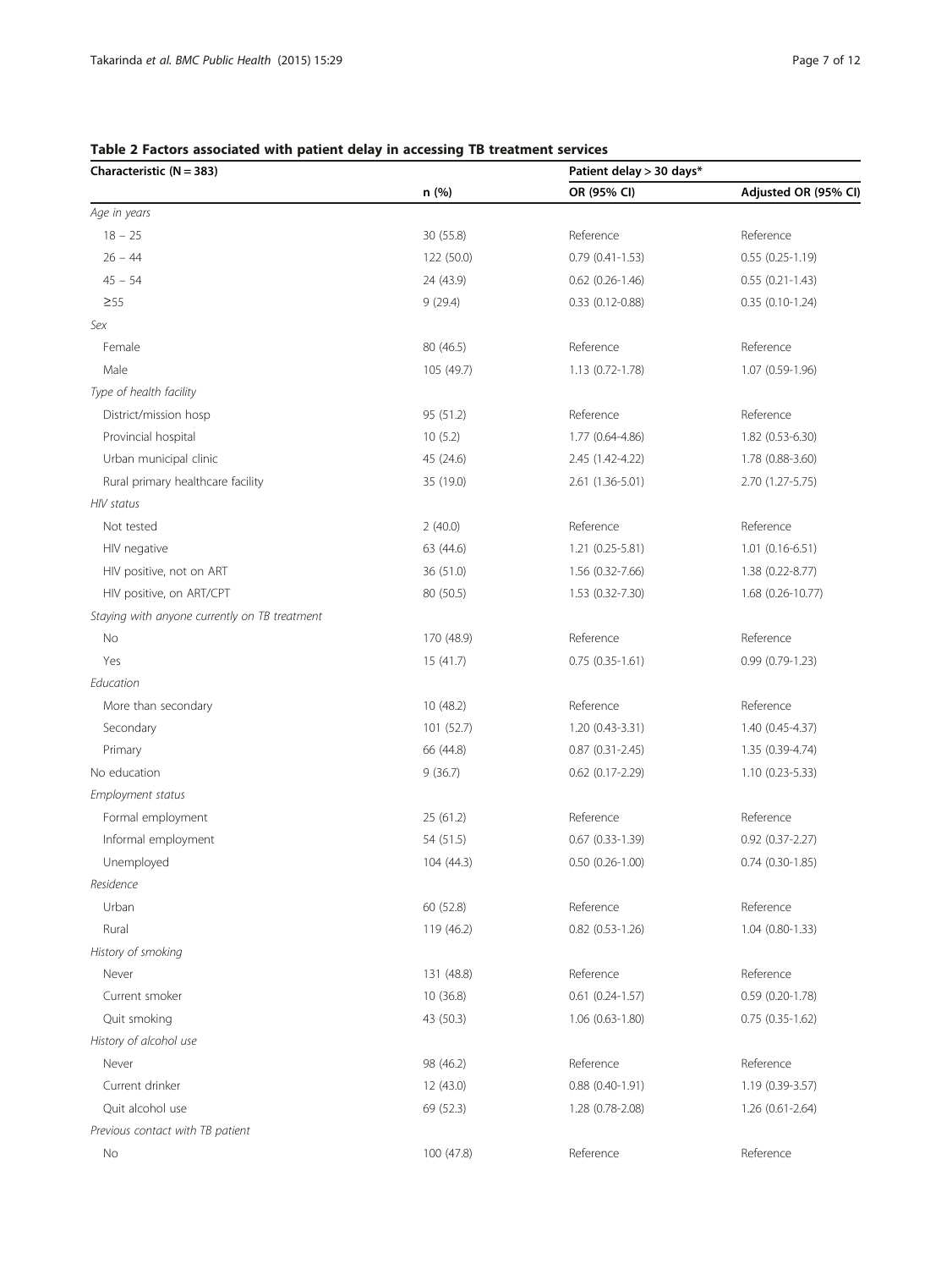**Table 2 Factors associated with patient delay in accessing TB treatment services**

| Characteristic (N = 383) | | Patient delay > 30 days* | |
|---|---|---|---|
| | n (%) | OR (95% CI) | Adjusted OR (95% CI) |
| *Age in years* | | | |
| 18 – 25 | 30 (55.8) | Reference | Reference |
| 26 – 44 | 122 (50.0) | 0.79 (0.41-1.53) | 0.55 (0.25-1.19) |
| 45 – 54 | 24 (43.9) | 0.62 (0.26-1.46) | 0.55 (0.21-1.43) |
| ≥55 | 9 (29.4) | 0.33 (0.12-0.88) | 0.35 (0.10-1.24) |
| *Sex* | | | |
| Female | 80 (46.5) | Reference | Reference |
| Male | 105 (49.7) | 1.13 (0.72-1.78) | 1.07 (0.59-1.96) |
| *Type of health facility* | | | |
| District/mission hosp | 95 (51.2) | Reference | Reference |
| Provincial hospital | 10 (5.2) | 1.77 (0.64-4.86) | 1.82 (0.53-6.30) |
| Urban municipal clinic | 45 (24.6) | 2.45 (1.42-4.22) | 1.78 (0.88-3.60) |
| Rural primary healthcare facility | 35 (19.0) | 2.61 (1.36-5.01) | 2.70 (1.27-5.75) |
| *HIV status* | | | |
| Not tested | 2 (40.0) | Reference | Reference |
| HIV negative | 63 (44.6) | 1.21 (0.25-5.81) | 1.01 (0.16-6.51) |
| HIV positive, not on ART | 36 (51.0) | 1.56 (0.32-7.66) | 1.38 (0.22-8.77) |
| HIV positive, on ART/CPT | 80 (50.5) | 1.53 (0.32-7.30) | 1.68 (0.26-10.77) |
| *Staying with anyone currently on TB treatment* | | | |
| No | 170 (48.9) | Reference | Reference |
| Yes | 15 (41.7) | 0.75 (0.35-1.61) | 0.99 (0.79-1.23) |
| *Education* | | | |
| More than secondary | 10 (48.2) | Reference | Reference |
| Secondary | 101 (52.7) | 1.20 (0.43-3.31) | 1.40 (0.45-4.37) |
| Primary | 66 (44.8) | 0.87 (0.31-2.45) | 1.35 (0.39-4.74) |
| No education | 9 (36.7) | 0.62 (0.17-2.29) | 1.10 (0.23-5.33) |
| *Employment status* | | | |
| Formal employment | 25 (61.2) | Reference | Reference |
| Informal employment | 54 (51.5) | 0.67 (0.33-1.39) | 0.92 (0.37-2.27) |
| Unemployed | 104 (44.3) | 0.50 (0.26-1.00) | 0.74 (0.30-1.85) |
| *Residence* | | | |
| Urban | 60 (52.8) | Reference | Reference |
| Rural | 119 (46.2) | 0.82 (0.53-1.26) | 1.04 (0.80-1.33) |
| *History of smoking* | | | |
| Never | 131 (48.8) | Reference | Reference |
| Current smoker | 10 (36.8) | 0.61 (0.24-1.57) | 0.59 (0.20-1.78) |
| Quit smoking | 43 (50.3) | 1.06 (0.63-1.80) | 0.75 (0.35-1.62) |
| *History of alcohol use* | | | |
| Never | 98 (46.2) | Reference | Reference |
| Current drinker | 12 (43.0) | 0.88 (0.40-1.91) | 1.19 (0.39-3.57) |
| Quit alcohol use | 69 (52.3) | 1.28 (0.78-2.08) | 1.26 (0.61-2.64) |
| *Previous contact with TB patient* | | | |
| No | 100 (47.8) | Reference | Reference |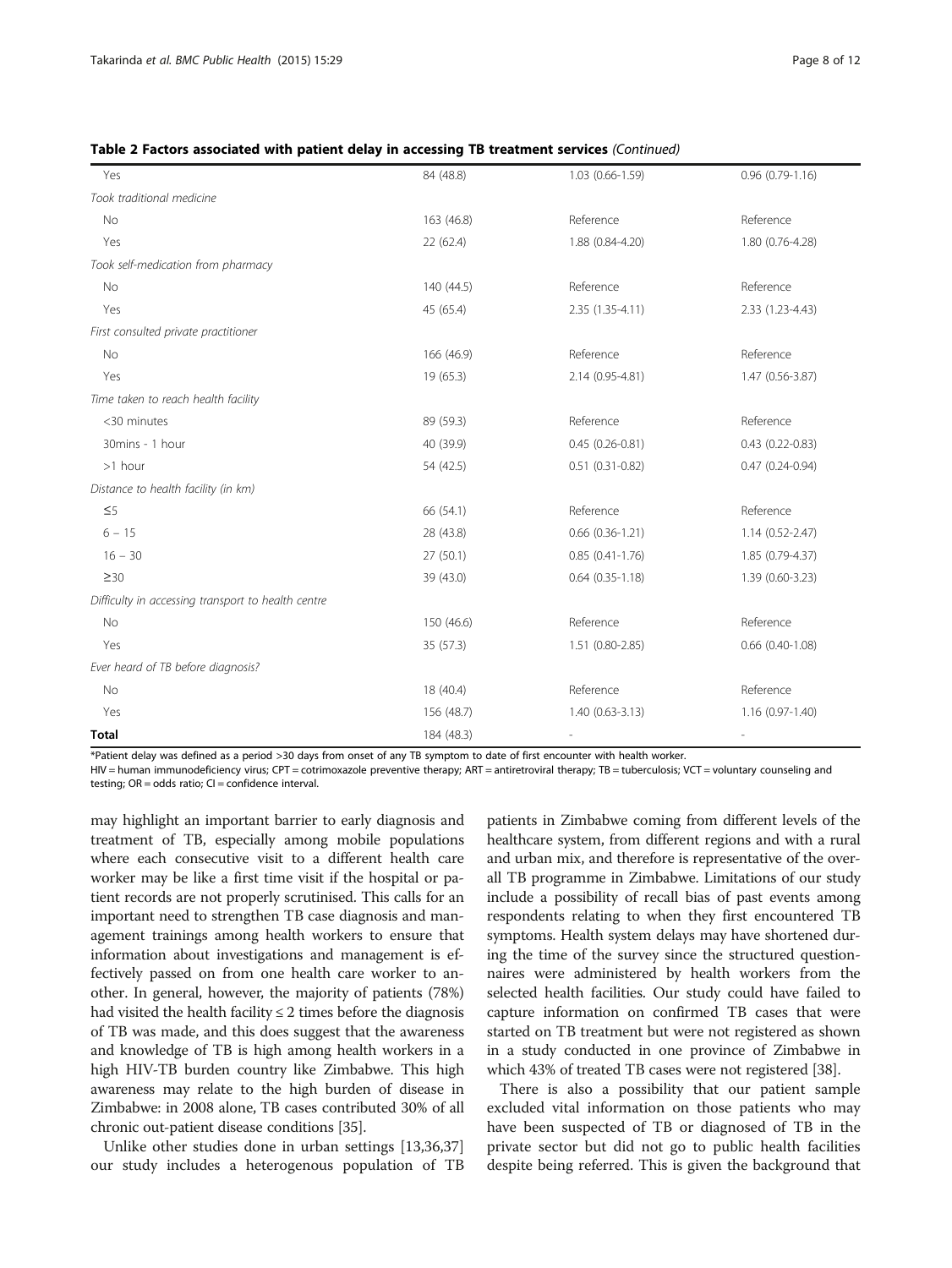**Table 2 Factors associated with patient delay in accessing TB treatment services** *(Continued)*

| | | | |
|---|---|---|---|
| Yes | 84 (48.8) | 1.03 (0.66-1.59) | 0.96 (0.79-1.16) |
| *Took traditional medicine* | | | |
| No | 163 (46.8) | Reference | Reference |
| Yes | 22 (62.4) | 1.88 (0.84-4.20) | 1.80 (0.76-4.28) |
| *Took self-medication from pharmacy* | | | |
| No | 140 (44.5) | Reference | Reference |
| Yes | 45 (65.4) | 2.35 (1.35-4.11) | 2.33 (1.23-4.43) |
| *First consulted private practitioner* | | | |
| No | 166 (46.9) | Reference | Reference |
| Yes | 19 (65.3) | 2.14 (0.95-4.81) | 1.47 (0.56-3.87) |
| *Time taken to reach health facility* | | | |
| <30 minutes | 89 (59.3) | Reference | Reference |
| 30mins - 1 hour | 40 (39.9) | 0.45 (0.26-0.81) | 0.43 (0.22-0.83) |
| >1 hour | 54 (42.5) | 0.51 (0.31-0.82) | 0.47 (0.24-0.94) |
| *Distance to health facility (in km)* | | | |
| ≤5 | 66 (54.1) | Reference | Reference |
| 6 – 15 | 28 (43.8) | 0.66 (0.36-1.21) | 1.14 (0.52-2.47) |
| 16 – 30 | 27 (50.1) | 0.85 (0.41-1.76) | 1.85 (0.79-4.37) |
| ≥30 | 39 (43.0) | 0.64 (0.35-1.18) | 1.39 (0.60-3.23) |
| *Difficulty in accessing transport to health centre* | | | |
| No | 150 (46.6) | Reference | Reference |
| Yes | 35 (57.3) | 1.51 (0.80-2.85) | 0.66 (0.40-1.08) |
| *Ever heard of TB before diagnosis?* | | | |
| No | 18 (40.4) | Reference | Reference |
| Yes | 156 (48.7) | 1.40 (0.63-3.13) | 1.16 (0.97-1.40) |
| **Total** | 184 (48.3) | - | - |

*Patient delay was defined as a period >30 days from onset of any TB symptom to date of first encounter with health worker.
HIV = human immunodeficiency virus; CPT = cotrimoxazole preventive therapy; ART = antiretroviral therapy; TB = tuberculosis; VCT = voluntary counseling and testing; OR = odds ratio; CI = confidence interval.

may highlight an important barrier to early diagnosis and treatment of TB, especially among mobile populations where each consecutive visit to a different health care worker may be like a first time visit if the hospital or patient records are not properly scrutinised. This calls for an important need to strengthen TB case diagnosis and management trainings among health workers to ensure that information about investigations and management is effectively passed on from one health care worker to another. In general, however, the majority of patients (78%) had visited the health facility ≤ 2 times before the diagnosis of TB was made, and this does suggest that the awareness and knowledge of TB is high among health workers in a high HIV-TB burden country like Zimbabwe. This high awareness may relate to the high burden of disease in Zimbabwe: in 2008 alone, TB cases contributed 30% of all chronic out-patient disease conditions [35].

Unlike other studies done in urban settings [13,36,37] our study includes a heterogenous population of TB patients in Zimbabwe coming from different levels of the healthcare system, from different regions and with a rural and urban mix, and therefore is representative of the overall TB programme in Zimbabwe. Limitations of our study include a possibility of recall bias of past events among respondents relating to when they first encountered TB symptoms. Health system delays may have shortened during the time of the survey since the structured questionnaires were administered by health workers from the selected health facilities. Our study could have failed to capture information on confirmed TB cases that were started on TB treatment but were not registered as shown in a study conducted in one province of Zimbabwe in which 43% of treated TB cases were not registered [38].

There is also a possibility that our patient sample excluded vital information on those patients who may have been suspected of TB or diagnosed of TB in the private sector but did not go to public health facilities despite being referred. This is given the background that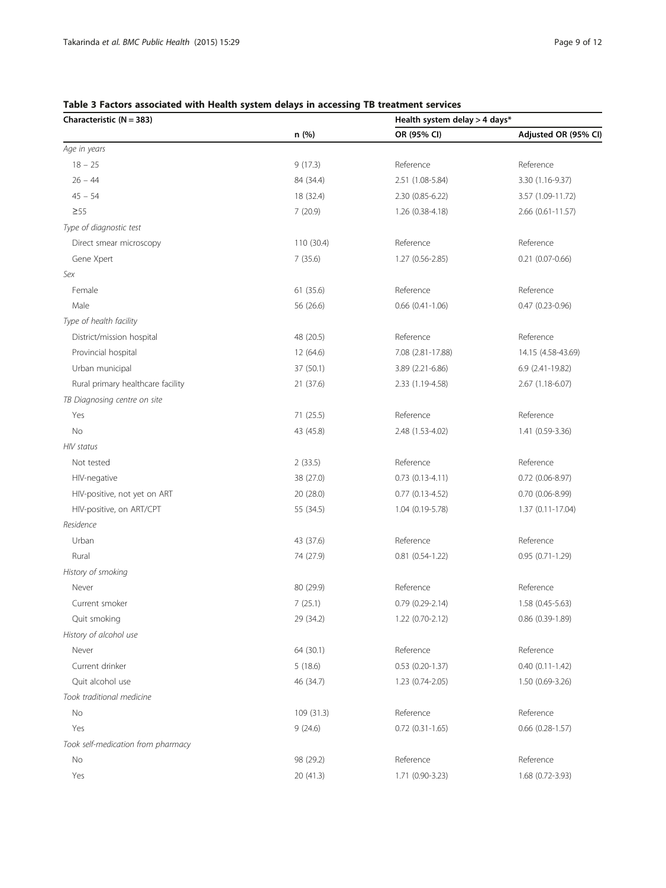**Table 3 Factors associated with Health system delays in accessing TB treatment services**

| Characteristic (N = 383) | Health system delay > 4 days* | | |
|---|---|---|---|
| | n (%) | OR (95% CI) | Adjusted OR (95% CI) |
| *Age in years* | | | |
| 18 – 25 | 9 (17.3) | Reference | Reference |
| 26 – 44 | 84 (34.4) | 2.51 (1.08-5.84) | 3.30 (1.16-9.37) |
| 45 – 54 | 18 (32.4) | 2.30 (0.85-6.22) | 3.57 (1.09-11.72) |
| ≥55 | 7 (20.9) | 1.26 (0.38-4.18) | 2.66 (0.61-11.57) |
| *Type of diagnostic test* | | | |
| Direct smear microscopy | 110 (30.4) | Reference | Reference |
| Gene Xpert | 7 (35.6) | 1.27 (0.56-2.85) | 0.21 (0.07-0.66) |
| *Sex* | | | |
| Female | 61 (35.6) | Reference | Reference |
| Male | 56 (26.6) | 0.66 (0.41-1.06) | 0.47 (0.23-0.96) |
| *Type of health facility* | | | |
| District/mission hospital | 48 (20.5) | Reference | Reference |
| Provincial hospital | 12 (64.6) | 7.08 (2.81-17.88) | 14.15 (4.58-43.69) |
| Urban municipal | 37 (50.1) | 3.89 (2.21-6.86) | 6.9 (2.41-19.82) |
| Rural primary healthcare facility | 21 (37.6) | 2.33 (1.19-4.58) | 2.67 (1.18-6.07) |
| *TB Diagnosing centre on site* | | | |
| Yes | 71 (25.5) | Reference | Reference |
| No | 43 (45.8) | 2.48 (1.53-4.02) | 1.41 (0.59-3.36) |
| *HIV status* | | | |
| Not tested | 2 (33.5) | Reference | Reference |
| HIV-negative | 38 (27.0) | 0.73 (0.13-4.11) | 0.72 (0.06-8.97) |
| HIV-positive, not yet on ART | 20 (28.0) | 0.77 (0.13-4.52) | 0.70 (0.06-8.99) |
| HIV-positive, on ART/CPT | 55 (34.5) | 1.04 (0.19-5.78) | 1.37 (0.11-17.04) |
| *Residence* | | | |
| Urban | 43 (37.6) | Reference | Reference |
| Rural | 74 (27.9) | 0.81 (0.54-1.22) | 0.95 (0.71-1.29) |
| *History of smoking* | | | |
| Never | 80 (29.9) | Reference | Reference |
| Current smoker | 7 (25.1) | 0.79 (0.29-2.14) | 1.58 (0.45-5.63) |
| Quit smoking | 29 (34.2) | 1.22 (0.70-2.12) | 0.86 (0.39-1.89) |
| *History of alcohol use* | | | |
| Never | 64 (30.1) | Reference | Reference |
| Current drinker | 5 (18.6) | 0.53 (0.20-1.37) | 0.40 (0.11-1.42) |
| Quit alcohol use | 46 (34.7) | 1.23 (0.74-2.05) | 1.50 (0.69-3.26) |
| *Took traditional medicine* | | | |
| No | 109 (31.3) | Reference | Reference |
| Yes | 9 (24.6) | 0.72 (0.31-1.65) | 0.66 (0.28-1.57) |
| *Took self-medication from pharmacy* | | | |
| No | 98 (29.2) | Reference | Reference |
| Yes | 20 (41.3) | 1.71 (0.90-3.23) | 1.68 (0.72-3.93) |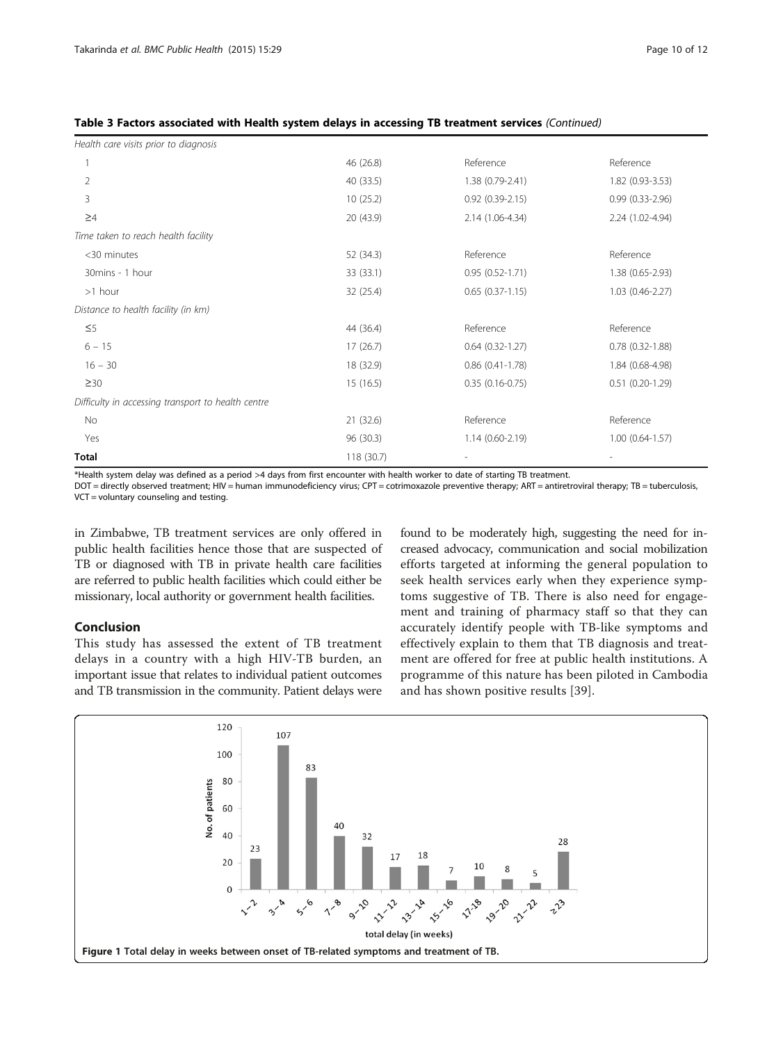**Table 3 Factors associated with Health system delays in accessing TB treatment services** *(Continued)*

| | | | |
|---|---|---|---|
| *Health care visits prior to diagnosis* | | | |
| 1 | 46 (26.8) | Reference | Reference |
| 2 | 40 (33.5) | 1.38 (0.79-2.41) | 1.82 (0.93-3.53) |
| 3 | 10 (25.2) | 0.92 (0.39-2.15) | 0.99 (0.33-2.96) |
| ≥4 | 20 (43.9) | 2.14 (1.06-4.34) | 2.24 (1.02-4.94) |
| *Time taken to reach health facility* | | | |
| <30 minutes | 52 (34.3) | Reference | Reference |
| 30mins - 1 hour | 33 (33.1) | 0.95 (0.52-1.71) | 1.38 (0.65-2.93) |
| >1 hour | 32 (25.4) | 0.65 (0.37-1.15) | 1.03 (0.46-2.27) |
| *Distance to health facility (in km)* | | | |
| ≤5 | 44 (36.4) | Reference | Reference |
| 6 – 15 | 17 (26.7) | 0.64 (0.32-1.27) | 0.78 (0.32-1.88) |
| 16 – 30 | 18 (32.9) | 0.86 (0.41-1.78) | 1.84 (0.68-4.98) |
| ≥30 | 15 (16.5) | 0.35 (0.16-0.75) | 0.51 (0.20-1.29) |
| *Difficulty in accessing transport to health centre* | | | |
| No | 21 (32.6) | Reference | Reference |
| Yes | 96 (30.3) | 1.14 (0.60-2.19) | 1.00 (0.64-1.57) |
| **Total** | 118 (30.7) | - | - |

*Health system delay was defined as a period >4 days from first encounter with health worker to date of starting TB treatment.
DOT = directly observed treatment; HIV = human immunodeficiency virus; CPT = cotrimoxazole preventive therapy; ART = antiretroviral therapy; TB = tuberculosis, VCT = voluntary counseling and testing.

in Zimbabwe, TB treatment services are only offered in public health facilities hence those that are suspected of TB or diagnosed with TB in private health care facilities are referred to public health facilities which could either be missionary, local authority or government health facilities.

## Conclusion

This study has assessed the extent of TB treatment delays in a country with a high HIV-TB burden, an important issue that relates to individual patient outcomes and TB transmission in the community. Patient delays were found to be moderately high, suggesting the need for increased advocacy, communication and social mobilization efforts targeted at informing the general population to seek health services early when they experience symptoms suggestive of TB. There is also need for engagement and training of pharmacy staff so that they can accurately identify people with TB-like symptoms and effectively explain to them that TB diagnosis and treatment are offered for free at public health institutions. A programme of this nature has been piloted in Cambodia and has shown positive results [39].

**Figure 1** Total delay in weeks between onset of TB-related symptoms and treatment of TB.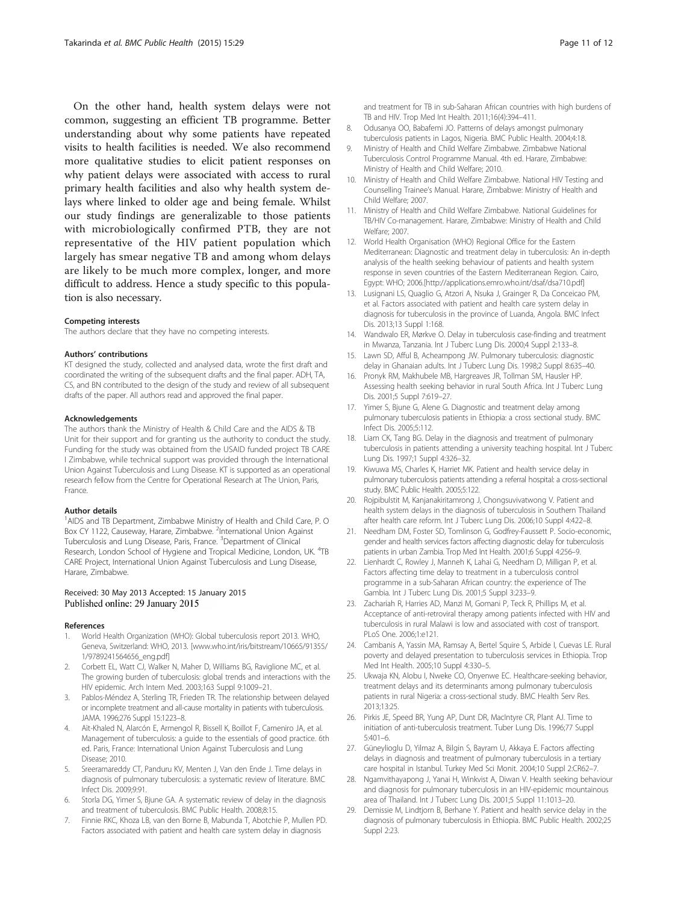On the other hand, health system delays were not common, suggesting an efficient TB programme. Better understanding about why some patients have repeated visits to health facilities is needed. We also recommend more qualitative studies to elicit patient responses on why patient delays were associated with access to rural primary health facilities and also why health system delays where linked to older age and being female. Whilst our study findings are generalizable to those patients with microbiologically confirmed PTB, they are not representative of the HIV patient population which largely has smear negative TB and among whom delays are likely to be much more complex, longer, and more difficult to address. Hence a study specific to this population is also necessary.

#### Competing interests

The authors declare that they have no competing interests.

#### Authors' contributions

KT designed the study, collected and analysed data, wrote the first draft and coordinated the writing of the subsequent drafts and the final paper. ADH, TA, CS, and BN contributed to the design of the study and review of all subsequent drafts of the paper. All authors read and approved the final paper.

#### Acknowledgements

The authors thank the Ministry of Health & Child Care and the AIDS & TB Unit for their support and for granting us the authority to conduct the study. Funding for the study was obtained from the USAID funded project TB CARE I Zimbabwe, while technical support was provided through the International Union Against Tuberculosis and Lung Disease. KT is supported as an operational research fellow from the Centre for Operational Research at The Union, Paris, France.

#### Author details

[1]AIDS and TB Department, Zimbabwe Ministry of Health and Child Care, P. O Box CY 1122, Causeway, Harare, Zimbabwe. [2]International Union Against Tuberculosis and Lung Disease, Paris, France. [3]Department of Clinical Research, London School of Hygiene and Tropical Medicine, London, UK. [4]TB CARE Project, International Union Against Tuberculosis and Lung Disease, Harare, Zimbabwe.

Received: 30 May 2013 Accepted: 15 January 2015
Published online: 29 January 2015

#### References

1. World Health Organization (WHO): Global tuberculosis report 2013. WHO, Geneva, Switzerland: WHO, 2013. [www.who.int/iris/bitstream/10665/91355/1/9789241564656_eng.pdf]
2. Corbett EL, Watt CJ, Walker N, Maher D, Williams BG, Raviglione MC, et al. The growing burden of tuberculosis: global trends and interactions with the HIV epidemic. Arch Intern Med. 2003;163 Suppl 9:1009–21.
3. Pablos-Méndez A, Sterling TR, Frieden TR. The relationship between delayed or incomplete treatment and all-cause mortality in patients with tuberculosis. JAMA. 1996;276 Suppl 15:1223–8.
4. Aït-Khaled N, Alarcón E, Armengol R, Bissell K, Boillot F, Caminero JA, et al. Management of tuberculosis: a guide to the essentials of good practice. 6th ed. Paris, France: International Union Against Tuberculosis and Lung Disease; 2010.
5. Sreeramareddy CT, Panduru KV, Menten J, Van den Ende J. Time delays in diagnosis of pulmonary tuberculosis: a systematic review of literature. BMC Infect Dis. 2009;9:91.
6. Storla DG, Yimer S, Bjune GA. A systematic review of delay in the diagnosis and treatment of tuberculosis. BMC Public Health. 2008;8:15.
7. Finnie RKC, Khoza LB, van den Borne B, Mabunda T, Abotchie P, Mullen PD. Factors associated with patient and health care system delay in diagnosis and treatment for TB in sub-Saharan African countries with high burdens of TB and HIV. Trop Med Int Health. 2011;16(4):394–411.
8. Odusanya OO, Babafemi JO. Patterns of delays amongst pulmonary tuberculosis patients in Lagos, Nigeria. BMC Public Health. 2004;4:18.
9. Ministry of Health and Child Welfare Zimbabwe. Zimbabwe National Tuberculosis Control Programme Manual. 4th ed. Harare, Zimbabwe: Ministry of Health and Child Welfare; 2010.
10. Ministry of Health and Child Welfare Zimbabwe. National HIV Testing and Counselling Trainee's Manual. Harare, Zimbabwe: Ministry of Health and Child Welfare; 2007.
11. Ministry of Health and Child Welfare Zimbabwe. National Guidelines for TB/HIV Co-management. Harare, Zimbabwe: Ministry of Health and Child Welfare; 2007.
12. World Health Organisation (WHO) Regional Office for the Eastern Mediterranean: Diagnostic and treatment delay in tuberculosis: An in-depth analysis of the health seeking behaviour of patients and health system response in seven countries of the Eastern Mediterranean Region. Cairo, Egypt: WHO; 2006.[http://applications.emro.who.int/dsaf/dsa710.pdf]
13. Lusignani LS, Quaglio G, Atzori A, Nsuka J, Grainger R, Da Conceicao PM, et al. Factors associated with patient and health care system delay in diagnosis for tuberculosis in the province of Luanda, Angola. BMC Infect Dis. 2013;13 Suppl 1:168.
14. Wandwalo ER, Mørkve O. Delay in tuberculosis case-finding and treatment in Mwanza, Tanzania. Int J Tuberc Lung Dis. 2000;4 Suppl 2:133–8.
15. Lawn SD, Afful B, Acheampong JW. Pulmonary tuberculosis: diagnostic delay in Ghanaian adults. Int J Tuberc Lung Dis. 1998;2 Suppl 8:635–40.
16. Pronyk RM, Makhubele MB, Hargreaves JR, Tollman SM, Hausler HP. Assessing health seeking behavior in rural South Africa. Int J Tuberc Lung Dis. 2001;5 Suppl 7:619–27.
17. Yimer S, Bjune G, Alene G. Diagnostic and treatment delay among pulmonary tuberculosis patients in Ethiopia: a cross sectional study. BMC Infect Dis. 2005;5:112.
18. Liam CK, Tang BG. Delay in the diagnosis and treatment of pulmonary tuberculosis in patients attending a university teaching hospital. Int J Tuberc Lung Dis. 1997;1 Suppl 4:326–32.
19. Kiwuwa MS, Charles K, Harriet MK. Patient and health service delay in pulmonary tuberculosis patients attending a referral hospital: a cross-sectional study. BMC Public Health. 2005;5:122.
20. Rojpibulstit M, Kanjanakiritamrong J, Chongsuvivatwong V. Patient and health system delays in the diagnosis of tuberculosis in Southern Thailand after health care reform. Int J Tuberc Lung Dis. 2006;10 Suppl 4:422–8.
21. Needham DM, Foster SD, Tomlinson G, Godfrey-Faussett P. Socio-economic, gender and health services factors affecting diagnostic delay for tuberculosis patients in urban Zambia. Trop Med Int Health. 2001;6 Suppl 4:256–9.
22. Lienhardt C, Rowley J, Manneh K, Lahai G, Needham D, Milligan P, et al. Factors affecting time delay to treatment in a tuberculosis control programme in a sub-Saharan African country: the experience of The Gambia. Int J Tuberc Lung Dis. 2001;5 Suppl 3:233–9.
23. Zachariah R, Harries AD, Manzi M, Gomani P, Teck R, Phillips M, et al. Acceptance of anti-retroviral therapy among patients infected with HIV and tuberculosis in rural Malawi is low and associated with cost of transport. PLoS One. 2006;1:e121.
24. Cambanis A, Yassin MA, Ramsay A, Bertel Squire S, Arbide I, Cuevas LE. Rural poverty and delayed presentation to tuberculosis services in Ethiopia. Trop Med Int Health. 2005;10 Suppl 4:330–5.
25. Ukwaja KN, Alobu I, Nweke CO, Onyenwe EC. Healthcare-seeking behavior, treatment delays and its determinants among pulmonary tuberculosis patients in rural Nigeria: a cross-sectional study. BMC Health Serv Res. 2013;13:25.
26. Pirkis JE, Speed BR, Yung AP, Dunt DR, MacIntyre CR, Plant AJ. Time to initiation of anti-tuberculosis treatment. Tuber Lung Dis. 1996;77 Suppl 5:401–6.
27. Güneylioglu D, Yilmaz A, Bilgin S, Bayram U, Akkaya E. Factors affecting delays in diagnosis and treatment of pulmonary tuberculosis in a tertiary care hospital in Istanbul. Turkey Med Sci Monit. 2004;10 Suppl 2:CR62–7.
28. Ngamvithayapong J, Yanai H, Winkvist A, Diwan V. Health seeking behaviour and diagnosis for pulmonary tuberculosis in an HIV-epidemic mountainous area of Thailand. Int J Tuberc Lung Dis. 2001;5 Suppl 11:1013–20.
29. Demissie M, Lindtjorn B, Berhane Y. Patient and health service delay in the diagnosis of pulmonary tuberculosis in Ethiopia. BMC Public Health. 2002;25 Suppl 2:23.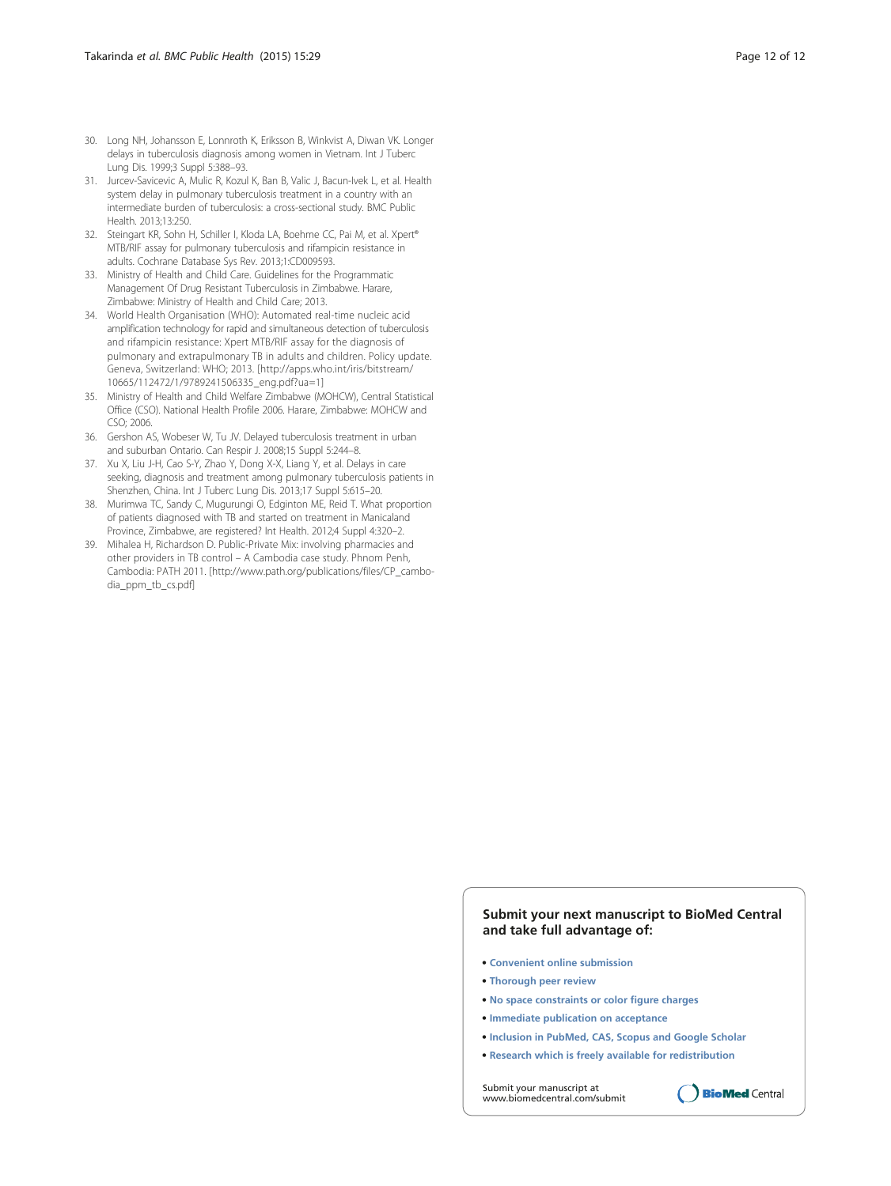30. Long NH, Johansson E, Lonnroth K, Eriksson B, Winkvist A, Diwan VK. Longer delays in tuberculosis diagnosis among women in Vietnam. Int J Tuberc Lung Dis. 1999;3 Suppl 5:388–93.
31. Jurcev-Savicevic A, Mulic R, Kozul K, Ban B, Valic J, Bacun-Ivek L, et al. Health system delay in pulmonary tuberculosis treatment in a country with an intermediate burden of tuberculosis: a cross-sectional study. BMC Public Health. 2013;13:250.
32. Steingart KR, Sohn H, Schiller I, Kloda LA, Boehme CC, Pai M, et al. Xpert® MTB/RIF assay for pulmonary tuberculosis and rifampicin resistance in adults. Cochrane Database Sys Rev. 2013;1:CD009593.
33. Ministry of Health and Child Care. Guidelines for the Programmatic Management Of Drug Resistant Tuberculosis in Zimbabwe. Harare, Zimbabwe: Ministry of Health and Child Care; 2013.
34. World Health Organisation (WHO): Automated real-time nucleic acid amplification technology for rapid and simultaneous detection of tuberculosis and rifampicin resistance: Xpert MTB/RIF assay for the diagnosis of pulmonary and extrapulmonary TB in adults and children. Policy update. Geneva, Switzerland: WHO; 2013. [http://apps.who.int/iris/bitstream/10665/112472/1/9789241506335_eng.pdf?ua=1]
35. Ministry of Health and Child Welfare Zimbabwe (MOHCW), Central Statistical Office (CSO). National Health Profile 2006. Harare, Zimbabwe: MOHCW and CSO; 2006.
36. Gershon AS, Wobeser W, Tu JV. Delayed tuberculosis treatment in urban and suburban Ontario. Can Respir J. 2008;15 Suppl 5:244–8.
37. Xu X, Liu J-H, Cao S-Y, Zhao Y, Dong X-X, Liang Y, et al. Delays in care seeking, diagnosis and treatment among pulmonary tuberculosis patients in Shenzhen, China. Int J Tuberc Lung Dis. 2013;17 Suppl 5:615–20.
38. Murimwa TC, Sandy C, Mugurungi O, Edginton ME, Reid T. What proportion of patients diagnosed with TB and started on treatment in Manicaland Province, Zimbabwe, are registered? Int Health. 2012;4 Suppl 4:320–2.
39. Mihalea H, Richardson D. Public-Private Mix: involving pharmacies and other providers in TB control – A Cambodia case study. Phnom Penh, Cambodia: PATH 2011. [http://www.path.org/publications/files/CP_cambodia_ppm_tb_cs.pdf]

**Submit your next manuscript to BioMed Central and take full advantage of:**

- **Convenient online submission**
- **Thorough peer review**
- **No space constraints or color figure charges**
- **Immediate publication on acceptance**
- **Inclusion in PubMed, CAS, Scopus and Google Scholar**
- **Research which is freely available for redistribution**

Submit your manuscript at
www.biomedcentral.com/submit

BioMed Central